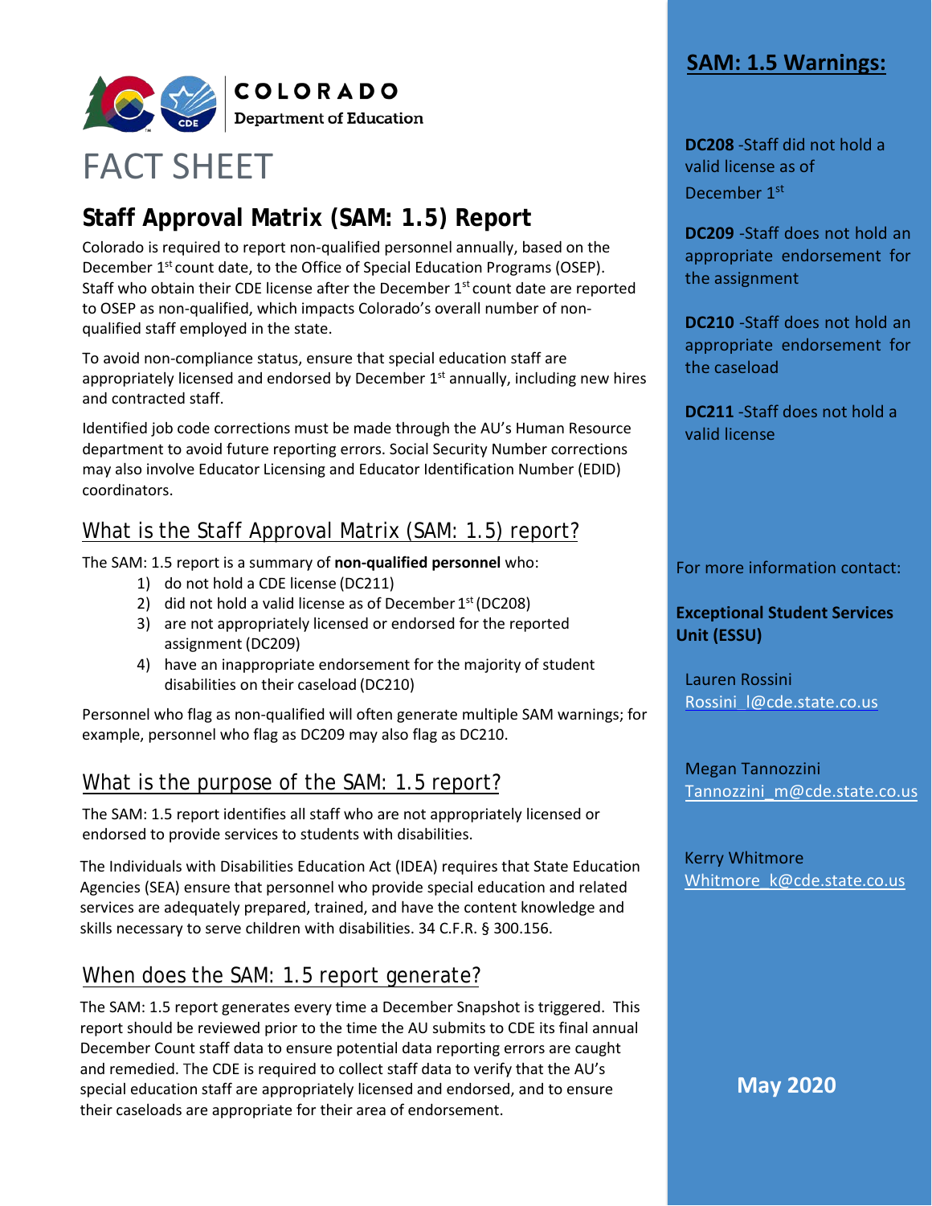COLORADO
Department of Education

# FACT SHEET

## Staff Approval Matrix (SAM: 1.5) Report

Colorado is required to report non-qualified personnel annually, based on the December 1st count date, to the Office of Special Education Programs (OSEP). Staff who obtain their CDE license after the December 1st count date are reported to OSEP as non-qualified, which impacts Colorado's overall number of non-qualified staff employed in the state.

To avoid non-compliance status, ensure that special education staff are appropriately licensed and endorsed by December 1st annually, including new hires and contracted staff.

Identified job code corrections must be made through the AU's Human Resource department to avoid future reporting errors. Social Security Number corrections may also involve Educator Licensing and Educator Identification Number (EDID) coordinators.

### What is the Staff Approval Matrix (SAM: 1.5) report?

The SAM: 1.5 report is a summary of **non-qualified personnel** who:

1) do not hold a CDE license (DC211)
2) did not hold a valid license as of December 1st (DC208)
3) are not appropriately licensed or endorsed for the reported assignment (DC209)
4) have an inappropriate endorsement for the majority of student disabilities on their caseload (DC210)

Personnel who flag as non-qualified will often generate multiple SAM warnings; for example, personnel who flag as DC209 may also flag as DC210.

### What is the purpose of the SAM: 1.5 report?

The SAM: 1.5 report identifies all staff who are not appropriately licensed or endorsed to provide services to students with disabilities.

The Individuals with Disabilities Education Act (IDEA) requires that State Education Agencies (SEA) ensure that personnel who provide special education and related services are adequately prepared, trained, and have the content knowledge and skills necessary to serve children with disabilities. 34 C.F.R. § 300.156.

### When does the SAM: 1.5 report generate?

The SAM: 1.5 report generates every time a December Snapshot is triggered. This report should be reviewed prior to the time the AU submits to CDE its final annual December Count staff data to ensure potential data reporting errors are caught and remedied. The CDE is required to collect staff data to verify that the AU's special education staff are appropriately licensed and endorsed, and to ensure their caseloads are appropriate for their area of endorsement.

## SAM: 1.5 Warnings:

**DC208** -Staff did not hold a valid license as of December 1st

**DC209** -Staff does not hold an appropriate endorsement for the assignment

**DC210** -Staff does not hold an appropriate endorsement for the caseload

**DC211** -Staff does not hold a valid license

For more information contact:

**Exceptional Student Services Unit (ESSU)**

Lauren Rossini
Rossini_l@cde.state.co.us

Megan Tannozzini
Tannozzini_m@cde.state.co.us

Kerry Whitmore
Whitmore_k@cde.state.co.us

**May 2020**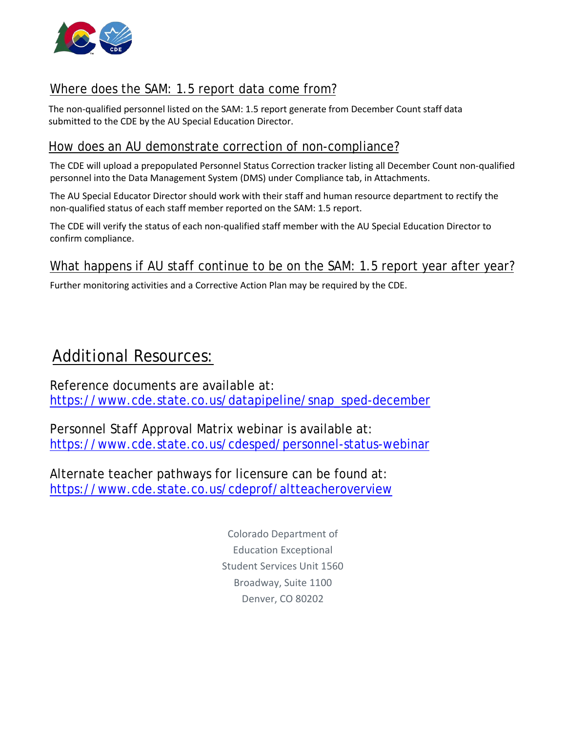## Where does the SAM: 1.5 report data come from?

The non-qualified personnel listed on the SAM: 1.5 report generate from December Count staff data submitted to the CDE by the AU Special Education Director.

## How does an AU demonstrate correction of non-compliance?

The CDE will upload a prepopulated Personnel Status Correction tracker listing all December Count non-qualified personnel into the Data Management System (DMS) under Compliance tab, in Attachments.

The AU Special Educator Director should work with their staff and human resource department to rectify the non-qualified status of each staff member reported on the SAM: 1.5 report.

The CDE will verify the status of each non-qualified staff member with the AU Special Education Director to confirm compliance.

## What happens if AU staff continue to be on the SAM: 1.5 report year after year?

Further monitoring activities and a Corrective Action Plan may be required by the CDE.

# Additional Resources:

Reference documents are available at:
https://www.cde.state.co.us/datapipeline/snap_sped-december

Personnel Staff Approval Matrix webinar is available at:
https://www.cde.state.co.us/cdesped/personnel-status-webinar

Alternate teacher pathways for licensure can be found at:
https://www.cde.state.co.us/cdeprof/altteacheroverview

Colorado Department of Education Exceptional Student Services Unit 1560 Broadway, Suite 1100 Denver, CO 80202